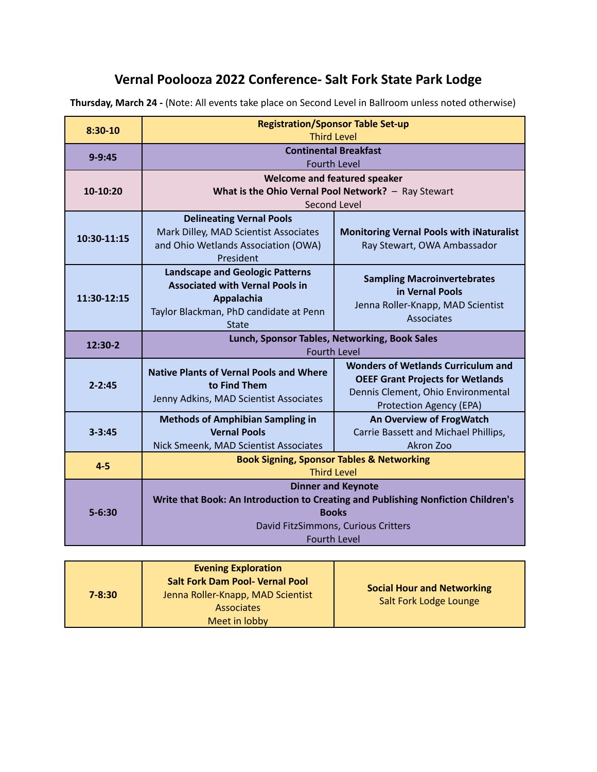# Vernal Poolooza 2022 Conference- Salt Fork State Park Lodge

**Thursday, March 24 -** (Note: All events take place on Second Level in Ballroom unless noted otherwise)

| Time | Session | |
|---|---|---|
| **8:30-10** | **Registration/Sponsor Table Set-up** Third Level | |
| **9-9:45** | **Continental Breakfast** Fourth Level | |
| **10-10:20** | **Welcome and featured speaker** **What is the Ohio Vernal Pool Network?** – Ray Stewart Second Level | |
| **10:30-11:15** | **Delineating Vernal Pools** Mark Dilley, MAD Scientist Associates and Ohio Wetlands Association (OWA) President | **Monitoring Vernal Pools with iNaturalist** Ray Stewart, OWA Ambassador |
| **11:30-12:15** | **Landscape and Geologic Patterns Associated with Vernal Pools in Appalachia** Taylor Blackman, PhD candidate at Penn State | **Sampling Macroinvertebrates in Vernal Pools** Jenna Roller-Knapp, MAD Scientist Associates |
| **12:30-2** | **Lunch, Sponsor Tables, Networking, Book Sales** Fourth Level | |
| **2-2:45** | **Native Plants of Vernal Pools and Where to Find Them** Jenny Adkins, MAD Scientist Associates | **Wonders of Wetlands Curriculum and OEEF Grant Projects for Wetlands** Dennis Clement, Ohio Environmental Protection Agency (EPA) |
| **3-3:45** | **Methods of Amphibian Sampling in Vernal Pools** Nick Smeenk, MAD Scientist Associates | **An Overview of FrogWatch** Carrie Bassett and Michael Phillips, Akron Zoo |
| **4-5** | **Book Signing, Sponsor Tables & Networking** Third Level | |
| **5-6:30** | **Dinner and Keynote** **Write that Book: An Introduction to Creating and Publishing Nonfiction Children's Books** David FitzSimmons, Curious Critters Fourth Level | |

| Time | Session | |
|---|---|---|
| **7-8:30** | **Evening Exploration** **Salt Fork Dam Pool- Vernal Pool** Jenna Roller-Knapp, MAD Scientist Associates Meet in lobby | **Social Hour and Networking** Salt Fork Lodge Lounge |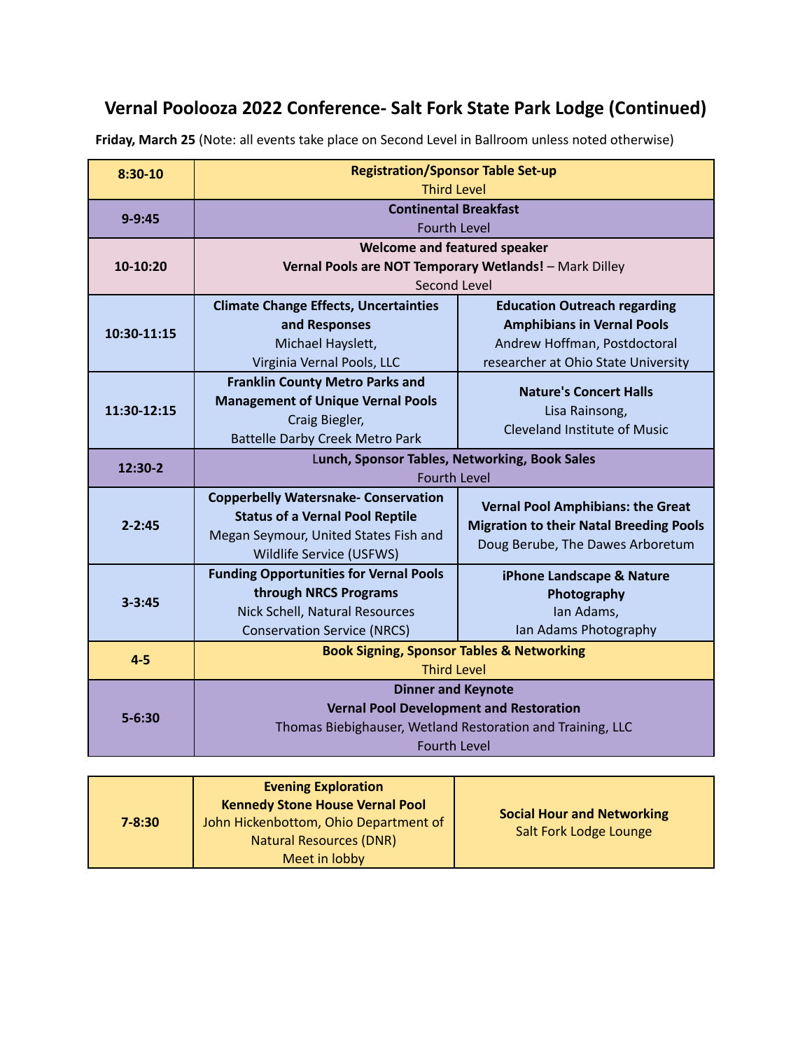# Vernal Poolooza 2022 Conference- Salt Fork State Park Lodge (Continued)

**Friday, March 25** (Note: all events take place on Second Level in Ballroom unless noted otherwise)

| Time | Session | |
|---|---|---|
| **8:30-10** | **Registration/Sponsor Table Set-up** Third Level | |
| **9-9:45** | **Continental Breakfast** Fourth Level | |
| **10-10:20** | **Welcome and featured speaker** **Vernal Pools are NOT Temporary Wetlands!** – Mark Dilley Second Level | |
| **10:30-11:15** | **Climate Change Effects, Uncertainties and Responses** Michael Hayslett, Virginia Vernal Pools, LLC | **Education Outreach regarding Amphibians in Vernal Pools** Andrew Hoffman, Postdoctoral researcher at Ohio State University |
| **11:30-12:15** | **Franklin County Metro Parks and Management of Unique Vernal Pools** Craig Biegler, Battelle Darby Creek Metro Park | **Nature's Concert Halls** Lisa Rainsong, Cleveland Institute of Music |
| **12:30-2** | **Lunch, Sponsor Tables, Networking, Book Sales** Fourth Level | |
| **2-2:45** | **Copperbelly Watersnake- Conservation Status of a Vernal Pool Reptile** Megan Seymour, United States Fish and Wildlife Service (USFWS) | **Vernal Pool Amphibians: the Great Migration to their Natal Breeding Pools** Doug Berube, The Dawes Arboretum |
| **3-3:45** | **Funding Opportunities for Vernal Pools through NRCS Programs** Nick Schell, Natural Resources Conservation Service (NRCS) | **iPhone Landscape & Nature Photography** Ian Adams, Ian Adams Photography |
| **4-5** | **Book Signing, Sponsor Tables & Networking** Third Level | |
| **5-6:30** | **Dinner and Keynote** **Vernal Pool Development and Restoration** Thomas Biebighauser, Wetland Restoration and Training, LLC Fourth Level | |

| Time | Session | |
|---|---|---|
| **7-8:30** | **Evening Exploration** **Kennedy Stone House Vernal Pool** John Hickenbottom, Ohio Department of Natural Resources (DNR) Meet in lobby | **Social Hour and Networking** Salt Fork Lodge Lounge |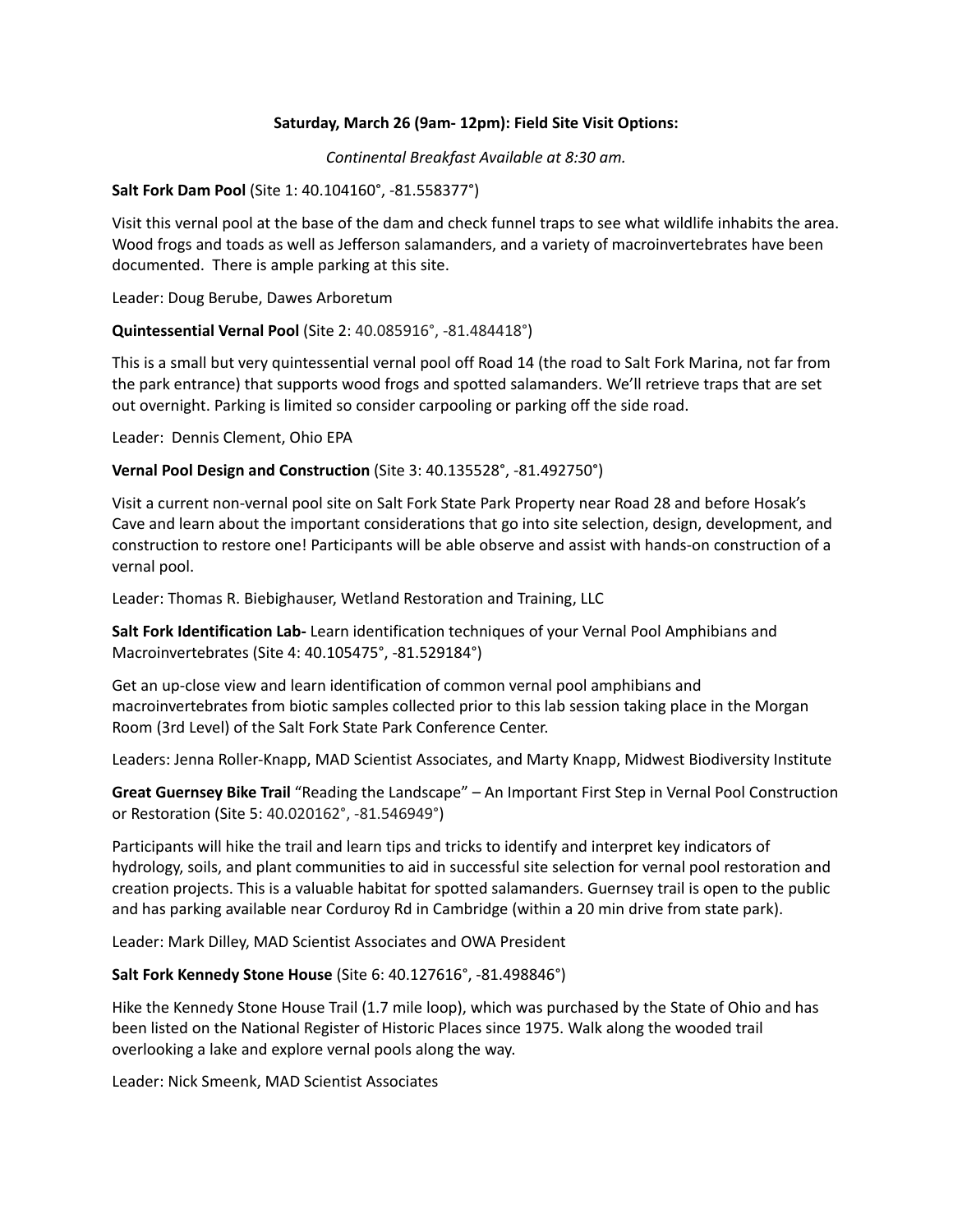**Saturday, March 26 (9am- 12pm): Field Site Visit Options:**

*Continental Breakfast Available at 8:30 am.*

**Salt Fork Dam Pool** (Site 1: 40.104160°, -81.558377°)

Visit this vernal pool at the base of the dam and check funnel traps to see what wildlife inhabits the area. Wood frogs and toads as well as Jefferson salamanders, and a variety of macroinvertebrates have been documented. There is ample parking at this site.

Leader: Doug Berube, Dawes Arboretum

**Quintessential Vernal Pool** (Site 2: 40.085916°, -81.484418°)

This is a small but very quintessential vernal pool off Road 14 (the road to Salt Fork Marina, not far from the park entrance) that supports wood frogs and spotted salamanders. We'll retrieve traps that are set out overnight. Parking is limited so consider carpooling or parking off the side road.

Leader: Dennis Clement, Ohio EPA

**Vernal Pool Design and Construction** (Site 3: 40.135528°, -81.492750°)

Visit a current non-vernal pool site on Salt Fork State Park Property near Road 28 and before Hosak's Cave and learn about the important considerations that go into site selection, design, development, and construction to restore one! Participants will be able observe and assist with hands-on construction of a vernal pool.

Leader: Thomas R. Biebighauser, Wetland Restoration and Training, LLC

**Salt Fork Identification Lab-** Learn identification techniques of your Vernal Pool Amphibians and Macroinvertebrates (Site 4: 40.105475°, -81.529184°)

Get an up-close view and learn identification of common vernal pool amphibians and macroinvertebrates from biotic samples collected prior to this lab session taking place in the Morgan Room (3rd Level) of the Salt Fork State Park Conference Center.

Leaders: Jenna Roller-Knapp, MAD Scientist Associates, and Marty Knapp, Midwest Biodiversity Institute

**Great Guernsey Bike Trail** "Reading the Landscape" – An Important First Step in Vernal Pool Construction or Restoration (Site 5: 40.020162°, -81.546949°)

Participants will hike the trail and learn tips and tricks to identify and interpret key indicators of hydrology, soils, and plant communities to aid in successful site selection for vernal pool restoration and creation projects. This is a valuable habitat for spotted salamanders. Guernsey trail is open to the public and has parking available near Corduroy Rd in Cambridge (within a 20 min drive from state park).

Leader: Mark Dilley, MAD Scientist Associates and OWA President

**Salt Fork Kennedy Stone House** (Site 6: 40.127616°, -81.498846°)

Hike the Kennedy Stone House Trail (1.7 mile loop), which was purchased by the State of Ohio and has been listed on the National Register of Historic Places since 1975. Walk along the wooded trail overlooking a lake and explore vernal pools along the way.

Leader: Nick Smeenk, MAD Scientist Associates